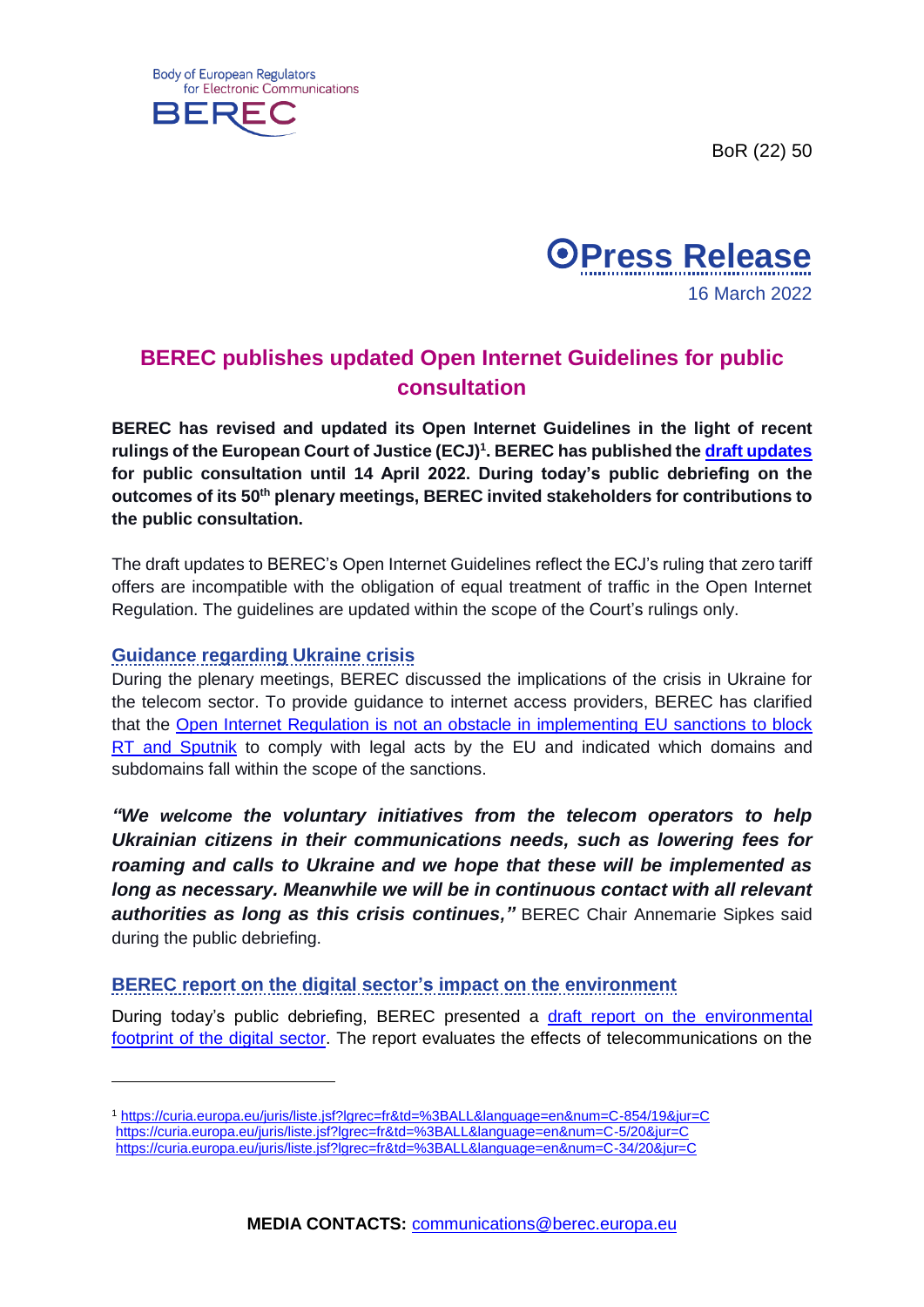Body of European Regulators for Electronic Communications

BEREC

BoR (22) 50

# Press Release

16 March 2022

## BEREC publishes updated Open Internet Guidelines for public consultation

**BEREC has revised and updated its Open Internet Guidelines in the light of recent rulings of the European Court of Justice (ECJ)[1]. BEREC has published the draft updates for public consultation until 14 April 2022. During today's public debriefing on the outcomes of its 50th plenary meetings, BEREC invited stakeholders for contributions to the public consultation.**

The draft updates to BEREC's Open Internet Guidelines reflect the ECJ's ruling that zero tariff offers are incompatible with the obligation of equal treatment of traffic in the Open Internet Regulation. The guidelines are updated within the scope of the Court's rulings only.

### Guidance regarding Ukraine crisis

During the plenary meetings, BEREC discussed the implications of the crisis in Ukraine for the telecom sector. To provide guidance to internet access providers, BEREC has clarified that the Open Internet Regulation is not an obstacle in implementing EU sanctions to block RT and Sputnik to comply with legal acts by the EU and indicated which domains and subdomains fall within the scope of the sanctions.

***"We welcome the voluntary initiatives from the telecom operators to help Ukrainian citizens in their communications needs, such as lowering fees for roaming and calls to Ukraine and we hope that these will be implemented as long as necessary. Meanwhile we will be in continuous contact with all relevant authorities as long as this crisis continues,"*** BEREC Chair Annemarie Sipkes said during the public debriefing.

### BEREC report on the digital sector's impact on the environment

During today's public debriefing, BEREC presented a draft report on the environmental footprint of the digital sector. The report evaluates the effects of telecommunications on the

[1] https://curia.europa.eu/juris/liste.jsf?lgrec=fr&td=%3BALL&language=en&num=C-854/19&jur=C
https://curia.europa.eu/juris/liste.jsf?lgrec=fr&td=%3BALL&language=en&num=C-5/20&jur=C
https://curia.europa.eu/juris/liste.jsf?lgrec=fr&td=%3BALL&language=en&num=C-34/20&jur=C

**MEDIA CONTACTS:** communications@berec.europa.eu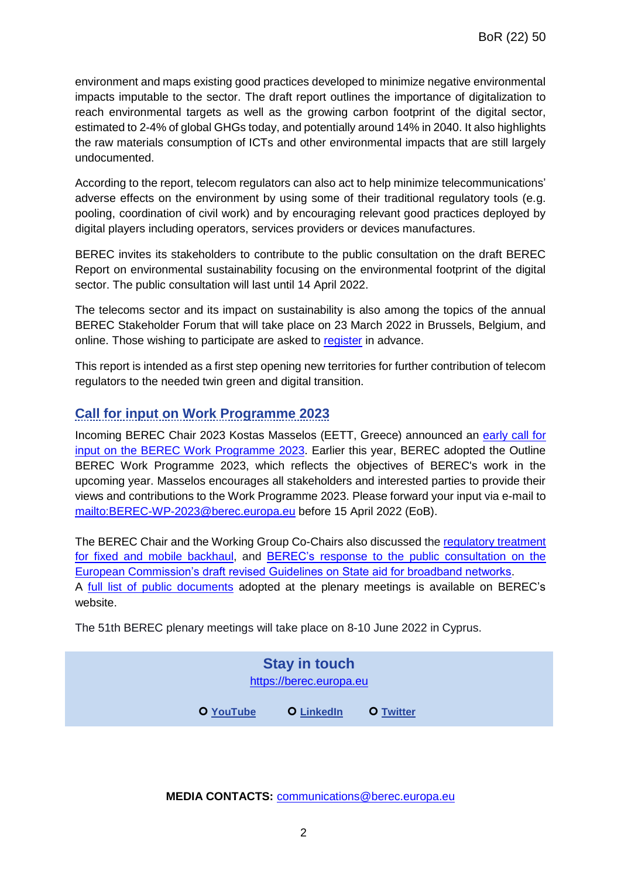environment and maps existing good practices developed to minimize negative environmental impacts imputable to the sector. The draft report outlines the importance of digitalization to reach environmental targets as well as the growing carbon footprint of the digital sector, estimated to 2-4% of global GHGs today, and potentially around 14% in 2040. It also highlights the raw materials consumption of ICTs and other environmental impacts that are still largely undocumented.

According to the report, telecom regulators can also act to help minimize telecommunications' adverse effects on the environment by using some of their traditional regulatory tools (e.g. pooling, coordination of civil work) and by encouraging relevant good practices deployed by digital players including operators, services providers or devices manufactures.

BEREC invites its stakeholders to contribute to the public consultation on the draft BEREC Report on environmental sustainability focusing on the environmental footprint of the digital sector. The public consultation will last until 14 April 2022.

The telecoms sector and its impact on sustainability is also among the topics of the annual BEREC Stakeholder Forum that will take place on 23 March 2022 in Brussels, Belgium, and online. Those wishing to participate are asked to register in advance.

This report is intended as a first step opening new territories for further contribution of telecom regulators to the needed twin green and digital transition.

## Call for input on Work Programme 2023

Incoming BEREC Chair 2023 Kostas Masselos (EETT, Greece) announced an early call for input on the BEREC Work Programme 2023. Earlier this year, BEREC adopted the Outline BEREC Work Programme 2023, which reflects the objectives of BEREC's work in the upcoming year. Masselos encourages all stakeholders and interested parties to provide their views and contributions to the Work Programme 2023. Please forward your input via e-mail to mailto:BEREC-WP-2023@berec.europa.eu before 15 April 2022 (EoB).

The BEREC Chair and the Working Group Co-Chairs also discussed the regulatory treatment for fixed and mobile backhaul, and BEREC's response to the public consultation on the European Commission's draft revised Guidelines on State aid for broadband networks.
A full list of public documents adopted at the plenary meetings is available on BEREC's website.

The 51th BEREC plenary meetings will take place on 8-10 June 2022 in Cyprus.

**Stay in touch**

https://berec.europa.eu

- YouTube
- LinkedIn
- Twitter

**MEDIA CONTACTS:** communications@berec.europa.eu